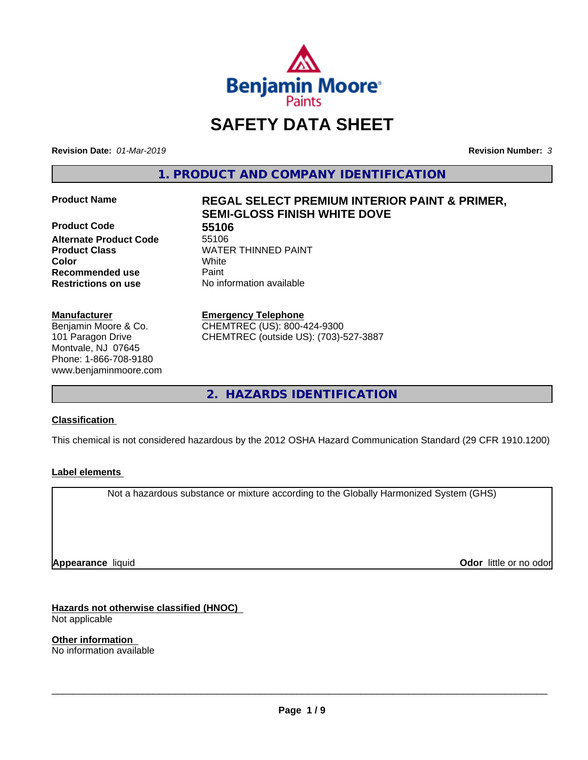# SAFETY DATA SHEET

**Revision Date:** *01-Mar-2019*

**Revision Number:** *3*

## 1. PRODUCT AND COMPANY IDENTIFICATION

| | |
|---|---|
| **Product Name** | **REGAL SELECT PREMIUM INTERIOR PAINT & PRIMER, SEMI-GLOSS FINISH WHITE DOVE** |
| **Product Code** | **55106** |
| **Alternate Product Code** | 55106 |
| **Product Class** | WATER THINNED PAINT |
| **Color** | White |
| **Recommended use** | Paint |
| **Restrictions on use** | No information available |

**Manufacturer**
Benjamin Moore & Co.
101 Paragon Drive
Montvale, NJ 07645
Phone: 1-866-708-9180
www.benjaminmoore.com

**Emergency Telephone**
CHEMTREC (US): 800-424-9300
CHEMTREC (outside US): (703)-527-3887

## 2. HAZARDS IDENTIFICATION

### Classification

This chemical is not considered hazardous by the 2012 OSHA Hazard Communication Standard (29 CFR 1910.1200)

### Label elements

Not a hazardous substance or mixture according to the Globally Harmonized System (GHS)

**Appearance** liquid

**Odor** little or no odor

### Hazards not otherwise classified (HNOC)

Not applicable

### Other information

No information available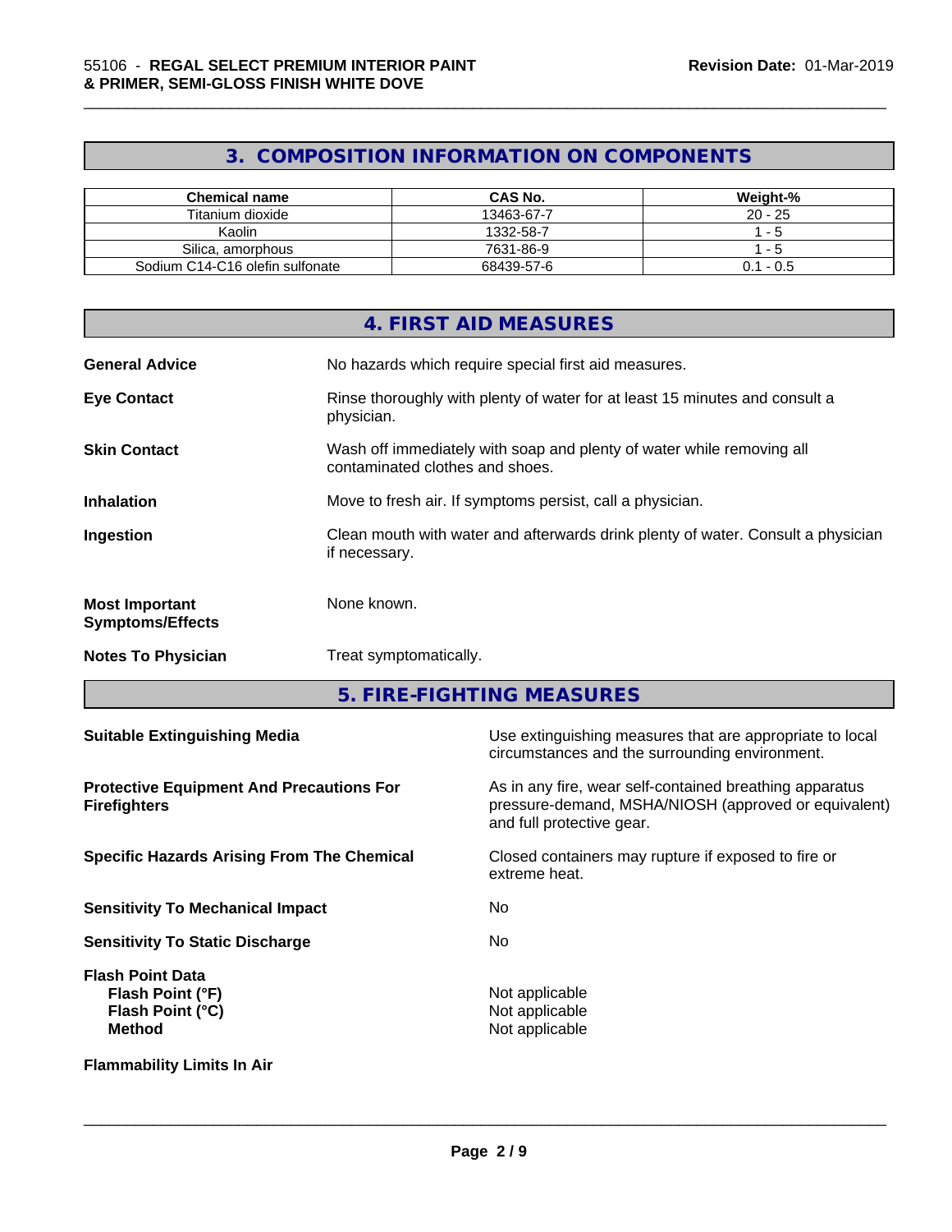## 3. COMPOSITION INFORMATION ON COMPONENTS

| Chemical name | CAS No. | Weight-% |
|---|---|---|
| Titanium dioxide | 13463-67-7 | 20 - 25 |
| Kaolin | 1332-58-7 | 1 - 5 |
| Silica, amorphous | 7631-86-9 | 1 - 5 |
| Sodium C14-C16 olefin sulfonate | 68439-57-6 | 0.1 - 0.5 |

## 4. FIRST AID MEASURES

**General Advice**
No hazards which require special first aid measures.

**Eye Contact**
Rinse thoroughly with plenty of water for at least 15 minutes and consult a physician.

**Skin Contact**
Wash off immediately with soap and plenty of water while removing all contaminated clothes and shoes.

**Inhalation**
Move to fresh air. If symptoms persist, call a physician.

**Ingestion**
Clean mouth with water and afterwards drink plenty of water. Consult a physician if necessary.

**Most Important Symptoms/Effects**
None known.

**Notes To Physician**
Treat symptomatically.

## 5. FIRE-FIGHTING MEASURES

**Suitable Extinguishing Media**
Use extinguishing measures that are appropriate to local circumstances and the surrounding environment.

**Protective Equipment And Precautions For Firefighters**
As in any fire, wear self-contained breathing apparatus pressure-demand, MSHA/NIOSH (approved or equivalent) and full protective gear.

**Specific Hazards Arising From The Chemical**
Closed containers may rupture if exposed to fire or extreme heat.

**Sensitivity To Mechanical Impact**
No

**Sensitivity To Static Discharge**
No

**Flash Point Data**
**Flash Point (°F)** Not applicable
**Flash Point (°C)** Not applicable
**Method** Not applicable

**Flammability Limits In Air**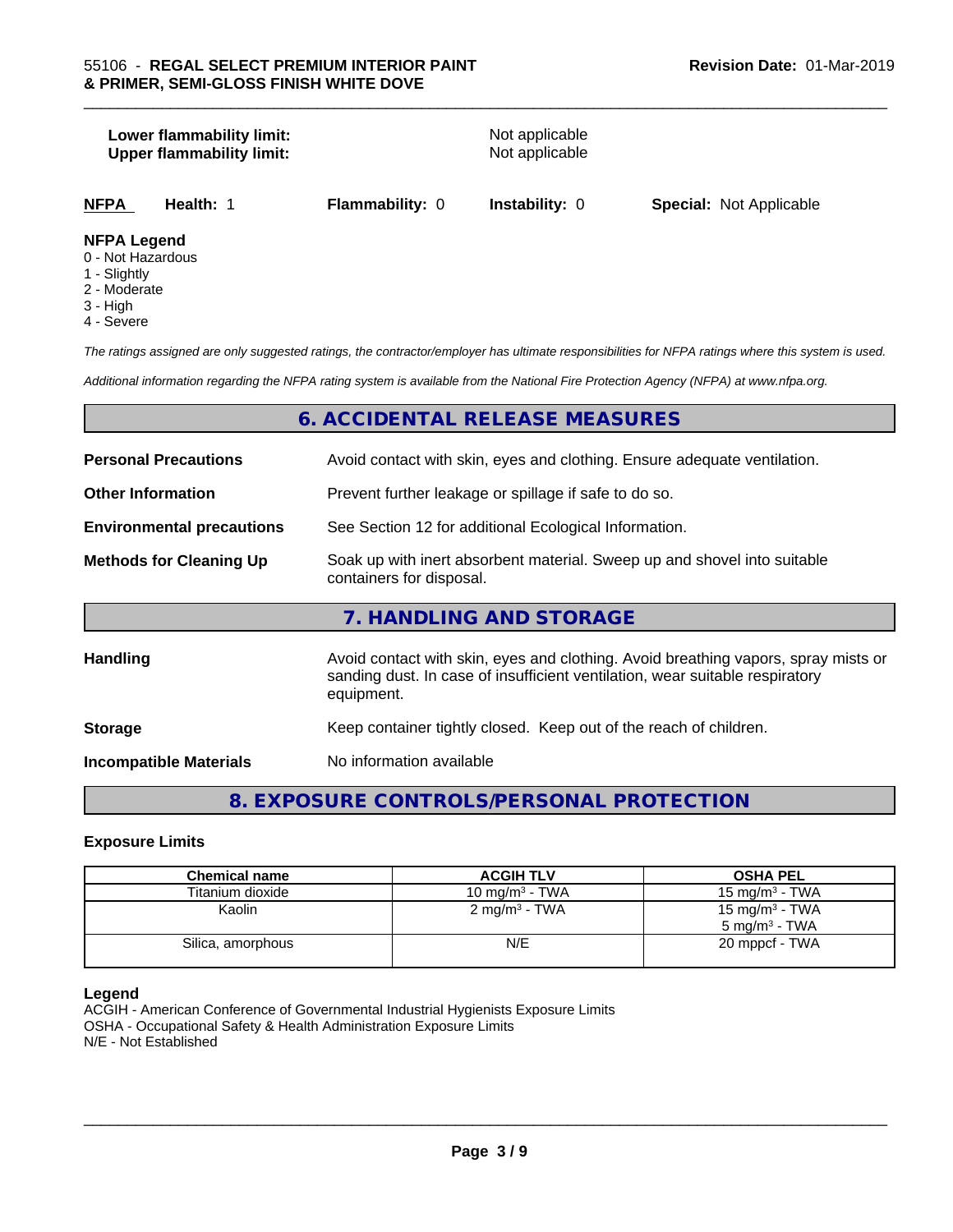**Lower flammability limit:** Not applicable
**Upper flammability limit:** Not applicable

| NFPA | Health: 1 | Flammability: 0 | Instability: 0 | Special: Not Applicable |
|---|---|---|---|---|

**NFPA Legend**
0 - Not Hazardous
1 - Slightly
2 - Moderate
3 - High
4 - Severe

*The ratings assigned are only suggested ratings, the contractor/employer has ultimate responsibilities for NFPA ratings where this system is used.*

*Additional information regarding the NFPA rating system is available from the National Fire Protection Agency (NFPA) at www.nfpa.org.*

## 6. ACCIDENTAL RELEASE MEASURES

**Personal Precautions** Avoid contact with skin, eyes and clothing. Ensure adequate ventilation.

**Other Information** Prevent further leakage or spillage if safe to do so.

**Environmental precautions** See Section 12 for additional Ecological Information.

**Methods for Cleaning Up** Soak up with inert absorbent material. Sweep up and shovel into suitable containers for disposal.

## 7. HANDLING AND STORAGE

**Handling** Avoid contact with skin, eyes and clothing. Avoid breathing vapors, spray mists or sanding dust. In case of insufficient ventilation, wear suitable respiratory equipment.

**Storage** Keep container tightly closed. Keep out of the reach of children.

**Incompatible Materials** No information available

## 8. EXPOSURE CONTROLS/PERSONAL PROTECTION

### Exposure Limits

| Chemical name | ACGIH TLV | OSHA PEL |
|---|---|---|
| Titanium dioxide | 10 mg/m³ - TWA | 15 mg/m³ - TWA |
| Kaolin | 2 mg/m³ - TWA | 15 mg/m³ - TWA<br>5 mg/m³ - TWA |
| Silica, amorphous | N/E | 20 mppcf - TWA |

**Legend**
ACGIH - American Conference of Governmental Industrial Hygienists Exposure Limits
OSHA - Occupational Safety & Health Administration Exposure Limits
N/E - Not Established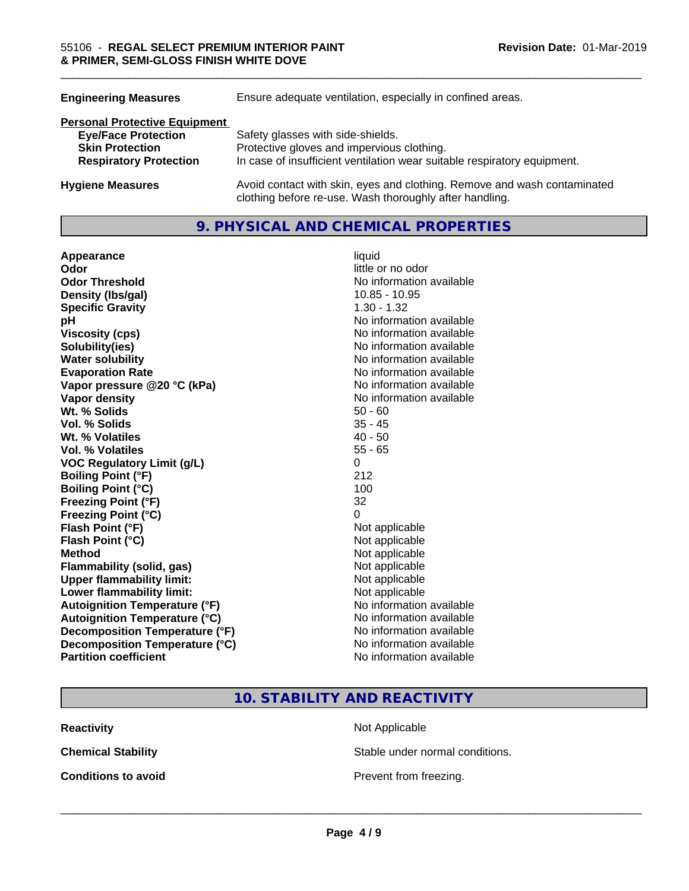| | |
|---|---|
| **Engineering Measures** | Ensure adequate ventilation, especially in confined areas. |

**Personal Protective Equipment**

| | |
|---|---|
| **Eye/Face Protection** | Safety glasses with side-shields. |
| **Skin Protection** | Protective gloves and impervious clothing. |
| **Respiratory Protection** | In case of insufficient ventilation wear suitable respiratory equipment. |

| | |
|---|---|
| **Hygiene Measures** | Avoid contact with skin, eyes and clothing. Remove and wash contaminated clothing before re-use. Wash thoroughly after handling. |

## 9. PHYSICAL AND CHEMICAL PROPERTIES

| | |
|---|---|
| **Appearance** | liquid |
| **Odor** | little or no odor |
| **Odor Threshold** | No information available |
| **Density (lbs/gal)** | 10.85 - 10.95 |
| **Specific Gravity** | 1.30 - 1.32 |
| **pH** | No information available |
| **Viscosity (cps)** | No information available |
| **Solubility(ies)** | No information available |
| **Water solubility** | No information available |
| **Evaporation Rate** | No information available |
| **Vapor pressure @20 °C (kPa)** | No information available |
| **Vapor density** | No information available |
| **Wt. % Solids** | 50 - 60 |
| **Vol. % Solids** | 35 - 45 |
| **Wt. % Volatiles** | 40 - 50 |
| **Vol. % Volatiles** | 55 - 65 |
| **VOC Regulatory Limit (g/L)** | 0 |
| **Boiling Point (°F)** | 212 |
| **Boiling Point (°C)** | 100 |
| **Freezing Point (°F)** | 32 |
| **Freezing Point (°C)** | 0 |
| **Flash Point (°F)** | Not applicable |
| **Flash Point (°C)** | Not applicable |
| **Method** | Not applicable |
| **Flammability (solid, gas)** | Not applicable |
| **Upper flammability limit:** | Not applicable |
| **Lower flammability limit:** | Not applicable |
| **Autoignition Temperature (°F)** | No information available |
| **Autoignition Temperature (°C)** | No information available |
| **Decomposition Temperature (°F)** | No information available |
| **Decomposition Temperature (°C)** | No information available |
| **Partition coefficient** | No information available |

## 10. STABILITY AND REACTIVITY

| | |
|---|---|
| **Reactivity** | Not Applicable |
| **Chemical Stability** | Stable under normal conditions. |
| **Conditions to avoid** | Prevent from freezing. |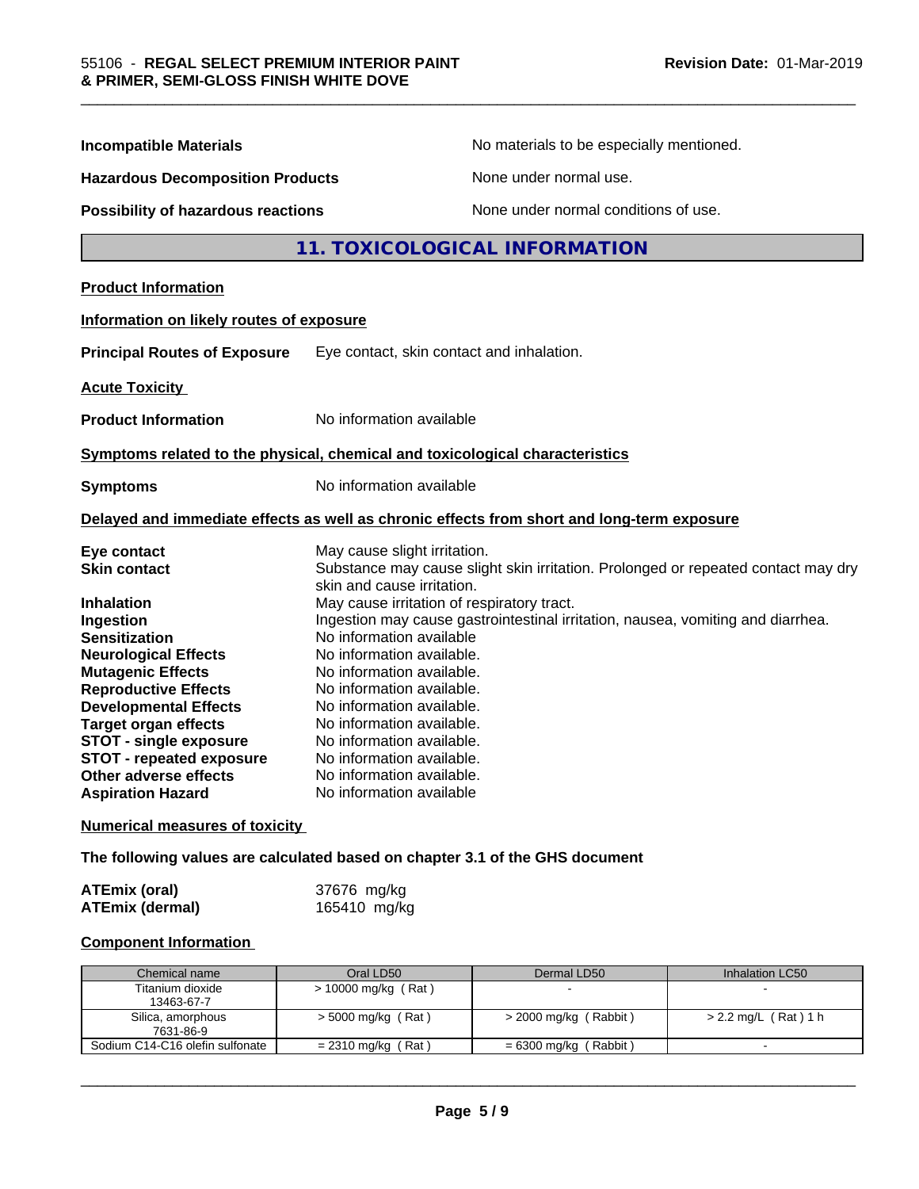**Incompatible Materials** No materials to be especially mentioned.

**Hazardous Decomposition Products** None under normal use.

**Possibility of hazardous reactions** None under normal conditions of use.

## 11. TOXICOLOGICAL INFORMATION

**Product Information**

**Information on likely routes of exposure**

**Principal Routes of Exposure** Eye contact, skin contact and inhalation.

**Acute Toxicity**

**Product Information** No information available

**Symptoms related to the physical, chemical and toxicological characteristics**

**Symptoms** No information available

**Delayed and immediate effects as well as chronic effects from short and long-term exposure**

**Eye contact** May cause slight irritation.
**Skin contact** Substance may cause slight skin irritation. Prolonged or repeated contact may dry skin and cause irritation.
**Inhalation** May cause irritation of respiratory tract.
**Ingestion** Ingestion may cause gastrointestinal irritation, nausea, vomiting and diarrhea.
**Sensitization** No information available
**Neurological Effects** No information available.
**Mutagenic Effects** No information available.
**Reproductive Effects** No information available.
**Developmental Effects** No information available.
**Target organ effects** No information available.
**STOT - single exposure** No information available.
**STOT - repeated exposure** No information available.
**Other adverse effects** No information available.
**Aspiration Hazard** No information available

**Numerical measures of toxicity**

**The following values are calculated based on chapter 3.1 of the GHS document**

**ATEmix (oral)** 37676 mg/kg
**ATEmix (dermal)** 165410 mg/kg

**Component Information**

| Chemical name | Oral LD50 | Dermal LD50 | Inhalation LC50 |
|---|---|---|---|
| Titanium dioxide 13463-67-7 | > 10000 mg/kg ( Rat ) | - | - |
| Silica, amorphous 7631-86-9 | > 5000 mg/kg ( Rat ) | > 2000 mg/kg ( Rabbit ) | > 2.2 mg/L ( Rat ) 1 h |
| Sodium C14-C16 olefin sulfonate | = 2310 mg/kg ( Rat ) | = 6300 mg/kg ( Rabbit ) | - |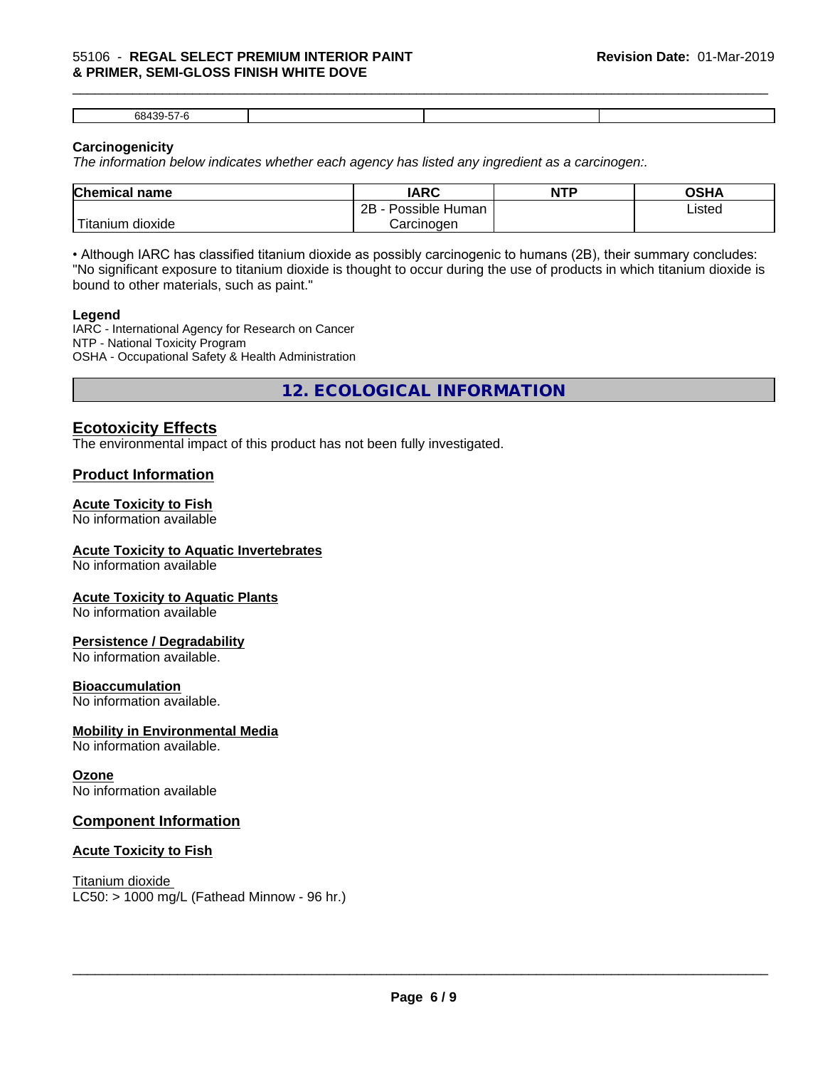| 68439-57-6 | | | |
|---|---|---|---|

**Carcinogenicity**

*The information below indicates whether each agency has listed any ingredient as a carcinogen:.*

| Chemical name | IARC | NTP | OSHA |
|---|---|---|---|
| Titanium dioxide | 2B - Possible Human Carcinogen | | Listed |

• Although IARC has classified titanium dioxide as possibly carcinogenic to humans (2B), their summary concludes: "No significant exposure to titanium dioxide is thought to occur during the use of products in which titanium dioxide is bound to other materials, such as paint."

**Legend**

IARC - International Agency for Research on Cancer
NTP - National Toxicity Program
OSHA - Occupational Safety & Health Administration

## 12. ECOLOGICAL INFORMATION

### Ecotoxicity Effects

The environmental impact of this product has not been fully investigated.

### Product Information

**Acute Toxicity to Fish**
No information available

**Acute Toxicity to Aquatic Invertebrates**
No information available

**Acute Toxicity to Aquatic Plants**
No information available

**Persistence / Degradability**
No information available.

**Bioaccumulation**
No information available.

**Mobility in Environmental Media**
No information available.

**Ozone**
No information available

### Component Information

**Acute Toxicity to Fish**

Titanium dioxide
LC50: > 1000 mg/L (Fathead Minnow - 96 hr.)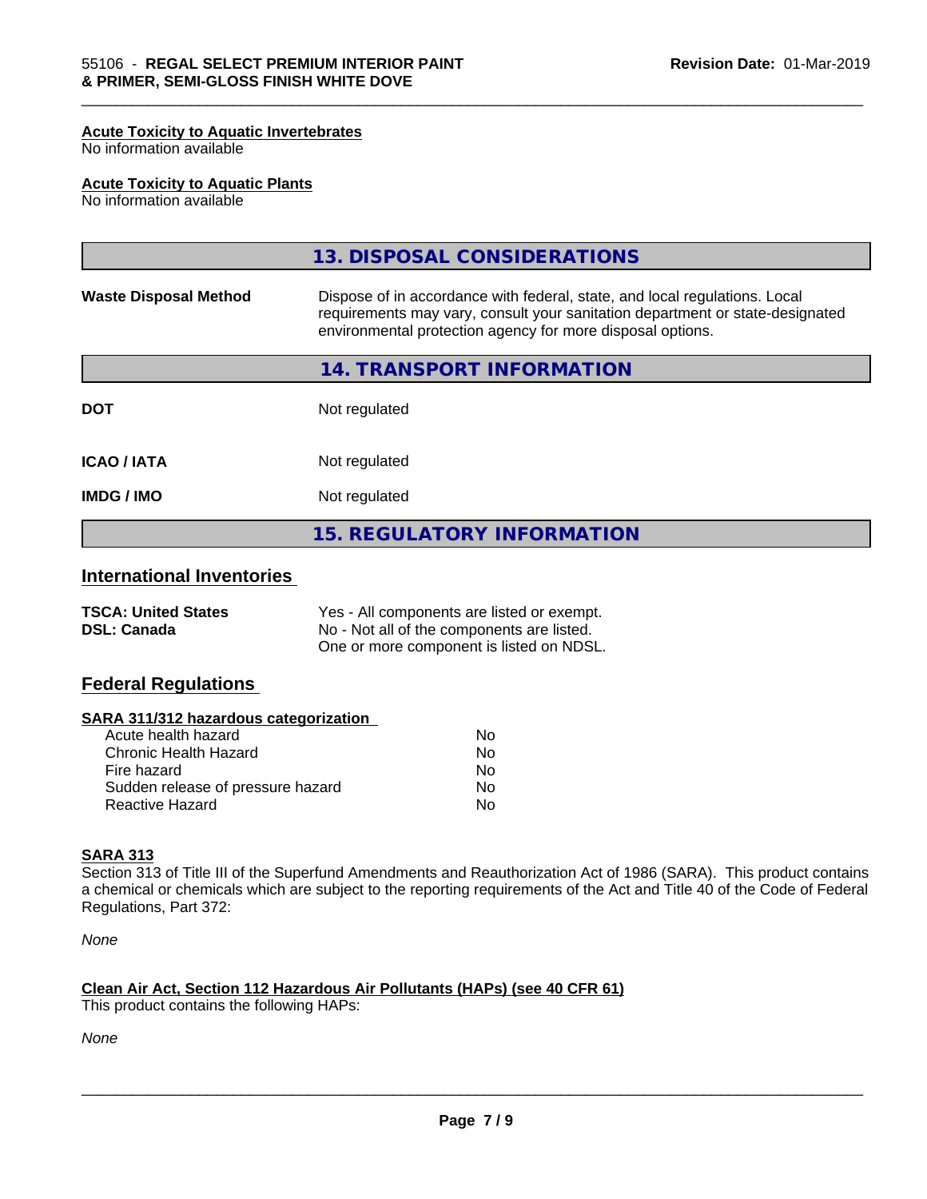#### Acute Toxicity to Aquatic Invertebrates
No information available

#### Acute Toxicity to Aquatic Plants
No information available

## 13. DISPOSAL CONSIDERATIONS

| | |
|---|---|
| **Waste Disposal Method** | Dispose of in accordance with federal, state, and local regulations. Local requirements may vary, consult your sanitation department or state-designated environmental protection agency for more disposal options. |

## 14. TRANSPORT INFORMATION

| | |
|---|---|
| **DOT** | Not regulated |
| **ICAO / IATA** | Not regulated |
| **IMDG / IMO** | Not regulated |

## 15. REGULATORY INFORMATION

### International Inventories

| | |
|---|---|
| **TSCA: United States** | Yes - All components are listed or exempt. |
| **DSL: Canada** | No - Not all of the components are listed. One or more component is listed on NDSL. |

### Federal Regulations

#### SARA 311/312 hazardous categorization

| | |
|---|---|
| Acute health hazard | No |
| Chronic Health Hazard | No |
| Fire hazard | No |
| Sudden release of pressure hazard | No |
| Reactive Hazard | No |

#### SARA 313
Section 313 of Title III of the Superfund Amendments and Reauthorization Act of 1986 (SARA). This product contains a chemical or chemicals which are subject to the reporting requirements of the Act and Title 40 of the Code of Federal Regulations, Part 372:

*None*

#### Clean Air Act, Section 112 Hazardous Air Pollutants (HAPs) (see 40 CFR 61)
This product contains the following HAPs:

*None*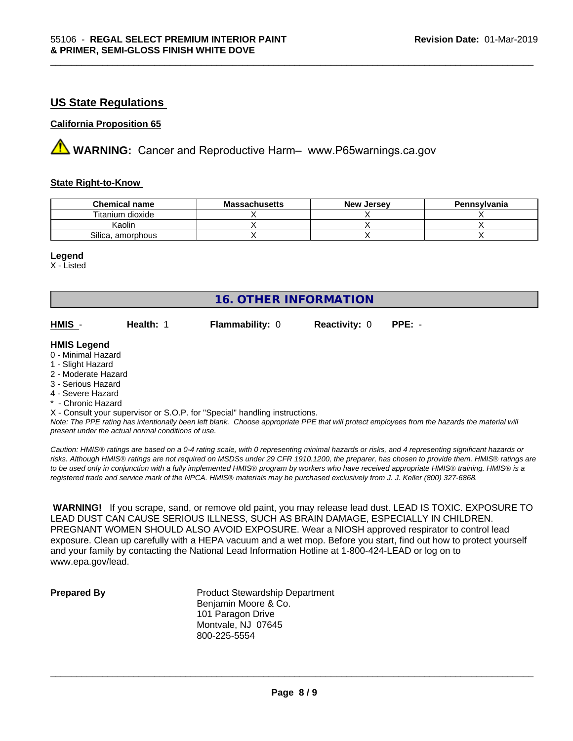## US State Regulations

**California Proposition 65**

**WARNING:** Cancer and Reproductive Harm– www.P65warnings.ca.gov

**State Right-to-Know**

| Chemical name | Massachusetts | New Jersey | Pennsylvania |
|---|---|---|---|
| Titanium dioxide | X | X | X |
| Kaolin | X | X | X |
| Silica, amorphous | X | X | X |

**Legend**

X - Listed

## 16. OTHER INFORMATION

**HMIS** - **Health:** 1 **Flammability:** 0 **Reactivity:** 0 **PPE:** -

**HMIS Legend**

0 - Minimal Hazard
1 - Slight Hazard
2 - Moderate Hazard
3 - Serious Hazard
4 - Severe Hazard
* - Chronic Hazard
X - Consult your supervisor or S.O.P. for "Special" handling instructions.

*Note: The PPE rating has intentionally been left blank. Choose appropriate PPE that will protect employees from the hazards the material will present under the actual normal conditions of use.*

*Caution: HMIS® ratings are based on a 0-4 rating scale, with 0 representing minimal hazards or risks, and 4 representing significant hazards or risks. Although HMIS® ratings are not required on MSDSs under 29 CFR 1910.1200, the preparer, has chosen to provide them. HMIS® ratings are to be used only in conjunction with a fully implemented HMIS® program by workers who have received appropriate HMIS® training. HMIS® is a registered trade and service mark of the NPCA. HMIS® materials may be purchased exclusively from J. J. Keller (800) 327-6868.*

**WARNING!** If you scrape, sand, or remove old paint, you may release lead dust. LEAD IS TOXIC. EXPOSURE TO LEAD DUST CAN CAUSE SERIOUS ILLNESS, SUCH AS BRAIN DAMAGE, ESPECIALLY IN CHILDREN. PREGNANT WOMEN SHOULD ALSO AVOID EXPOSURE. Wear a NIOSH approved respirator to control lead exposure. Clean up carefully with a HEPA vacuum and a wet mop. Before you start, find out how to protect yourself and your family by contacting the National Lead Information Hotline at 1-800-424-LEAD or log on to www.epa.gov/lead.

**Prepared By**

Product Stewardship Department
Benjamin Moore & Co.
101 Paragon Drive
Montvale, NJ 07645
800-225-5554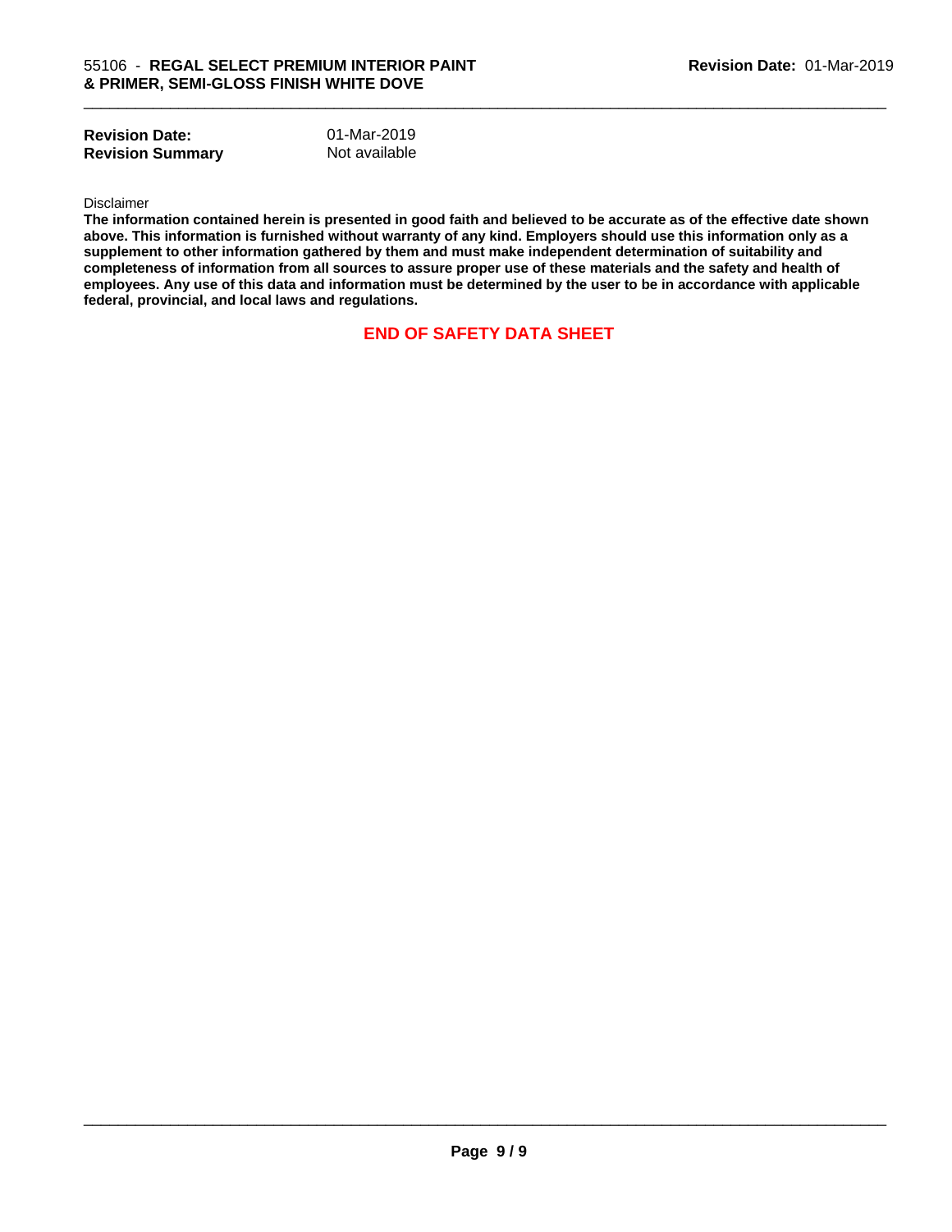| | |
|---|---|
| **Revision Date:** | 01-Mar-2019 |
| **Revision Summary** | Not available |

Disclaimer

**The information contained herein is presented in good faith and believed to be accurate as of the effective date shown above. This information is furnished without warranty of any kind. Employers should use this information only as a supplement to other information gathered by them and must make independent determination of suitability and completeness of information from all sources to assure proper use of these materials and the safety and health of employees. Any use of this data and information must be determined by the user to be in accordance with applicable federal, provincial, and local laws and regulations.**

**END OF SAFETY DATA SHEET**